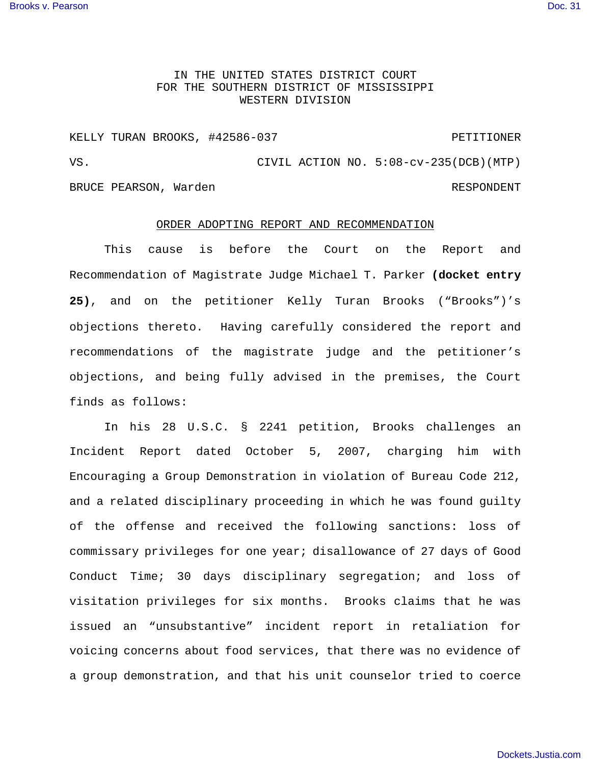IN THE UNITED STATES DISTRICT COURT
FOR THE SOUTHERN DISTRICT OF MISSISSIPPI
WESTERN DIVISION

KELLY TURAN BROOKS, #42586-037 PETITIONER

VS. CIVIL ACTION NO. 5:08-cv-235(DCB)(MTP)

BRUCE PEARSON, Warden RESPONDENT

## ORDER ADOPTING REPORT AND RECOMMENDATION

This cause is before the Court on the Report and Recommendation of Magistrate Judge Michael T. Parker **(docket entry 25)**, and on the petitioner Kelly Turan Brooks ("Brooks")'s objections thereto. Having carefully considered the report and recommendations of the magistrate judge and the petitioner's objections, and being fully advised in the premises, the Court finds as follows:

In his 28 U.S.C. § 2241 petition, Brooks challenges an Incident Report dated October 5, 2007, charging him with Encouraging a Group Demonstration in violation of Bureau Code 212, and a related disciplinary proceeding in which he was found guilty of the offense and received the following sanctions: loss of commissary privileges for one year; disallowance of 27 days of Good Conduct Time; 30 days disciplinary segregation; and loss of visitation privileges for six months. Brooks claims that he was issued an "unsubstantive" incident report in retaliation for voicing concerns about food services, that there was no evidence of a group demonstration, and that his unit counselor tried to coerce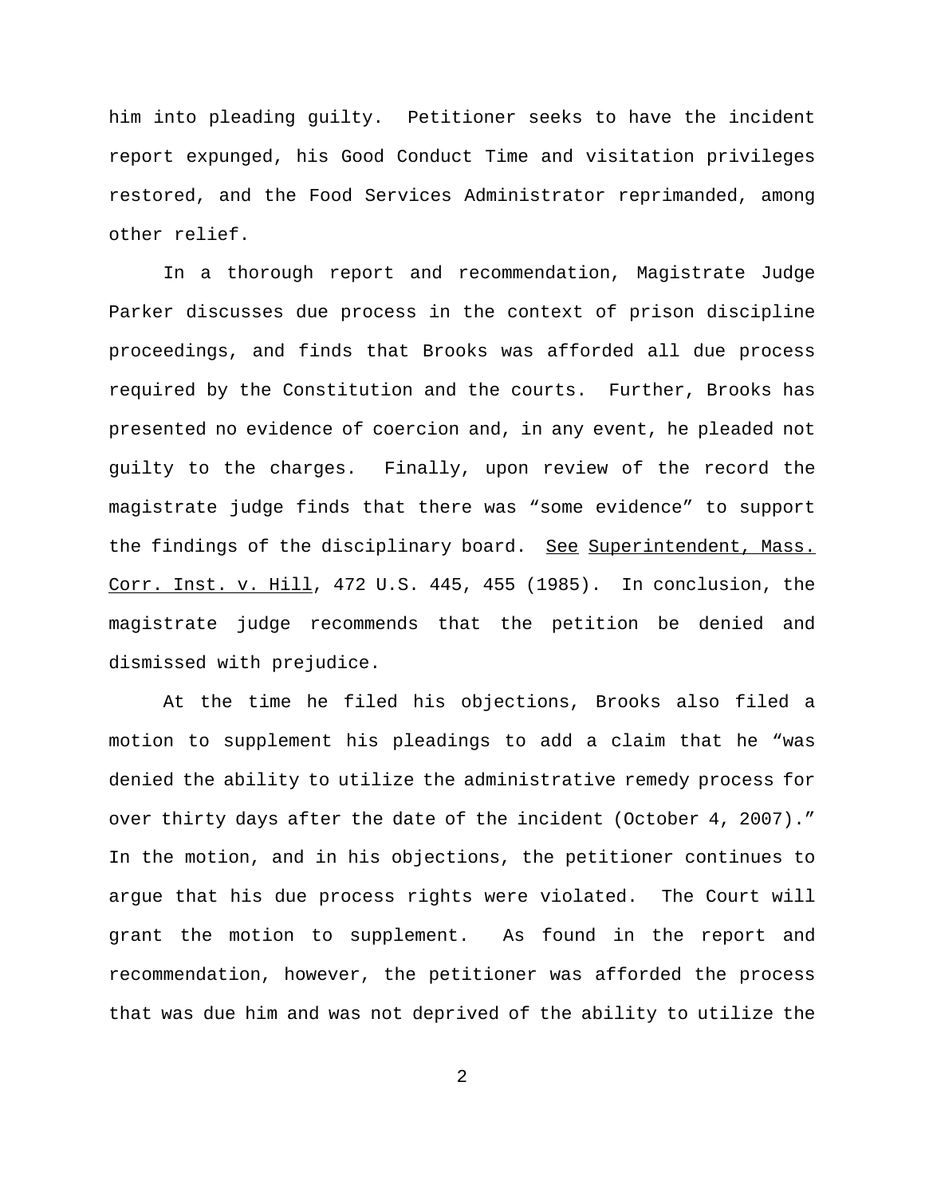him into pleading guilty. Petitioner seeks to have the incident report expunged, his Good Conduct Time and visitation privileges restored, and the Food Services Administrator reprimanded, among other relief.

In a thorough report and recommendation, Magistrate Judge Parker discusses due process in the context of prison discipline proceedings, and finds that Brooks was afforded all due process required by the Constitution and the courts. Further, Brooks has presented no evidence of coercion and, in any event, he pleaded not guilty to the charges. Finally, upon review of the record the magistrate judge finds that there was "some evidence" to support the findings of the disciplinary board. See Superintendent, Mass. Corr. Inst. v. Hill, 472 U.S. 445, 455 (1985). In conclusion, the magistrate judge recommends that the petition be denied and dismissed with prejudice.

At the time he filed his objections, Brooks also filed a motion to supplement his pleadings to add a claim that he "was denied the ability to utilize the administrative remedy process for over thirty days after the date of the incident (October 4, 2007)." In the motion, and in his objections, the petitioner continues to argue that his due process rights were violated. The Court will grant the motion to supplement. As found in the report and recommendation, however, the petitioner was afforded the process that was due him and was not deprived of the ability to utilize the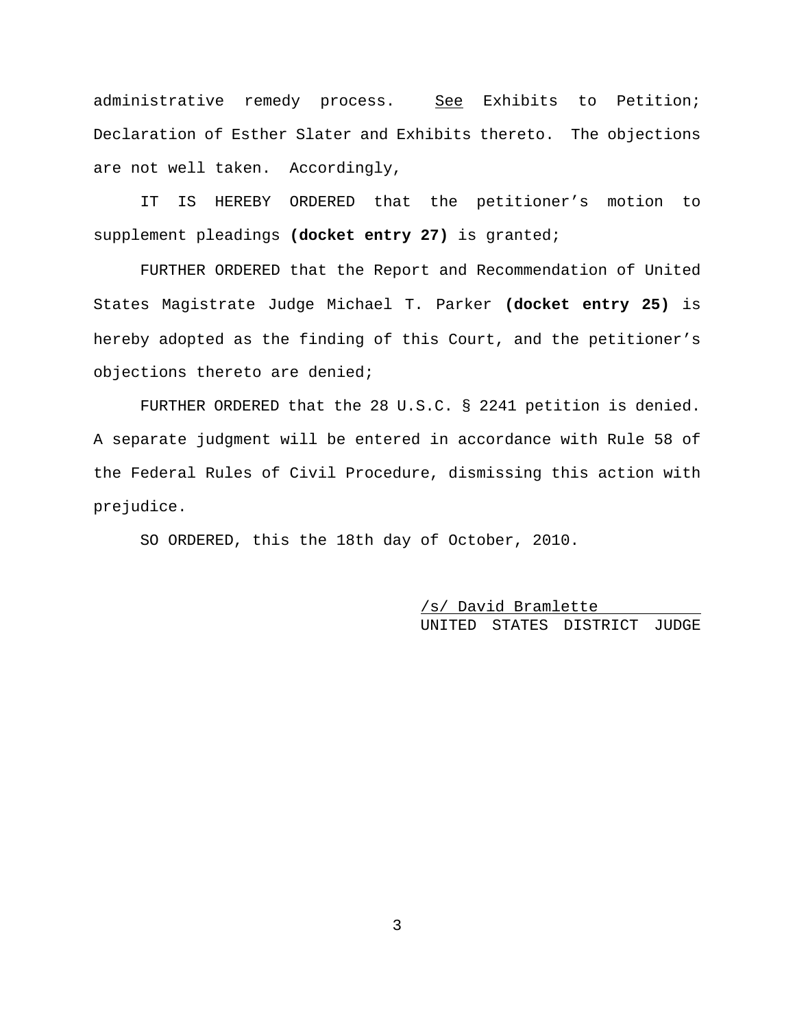administrative remedy process. See Exhibits to Petition; Declaration of Esther Slater and Exhibits thereto. The objections are not well taken. Accordingly,

IT IS HEREBY ORDERED that the petitioner's motion to supplement pleadings **(docket entry 27)** is granted;

FURTHER ORDERED that the Report and Recommendation of United States Magistrate Judge Michael T. Parker **(docket entry 25)** is hereby adopted as the finding of this Court, and the petitioner's objections thereto are denied;

FURTHER ORDERED that the 28 U.S.C. § 2241 petition is denied. A separate judgment will be entered in accordance with Rule 58 of the Federal Rules of Civil Procedure, dismissing this action with prejudice.

SO ORDERED, this the 18th day of October, 2010.

/s/ David Bramlette
UNITED STATES DISTRICT JUDGE